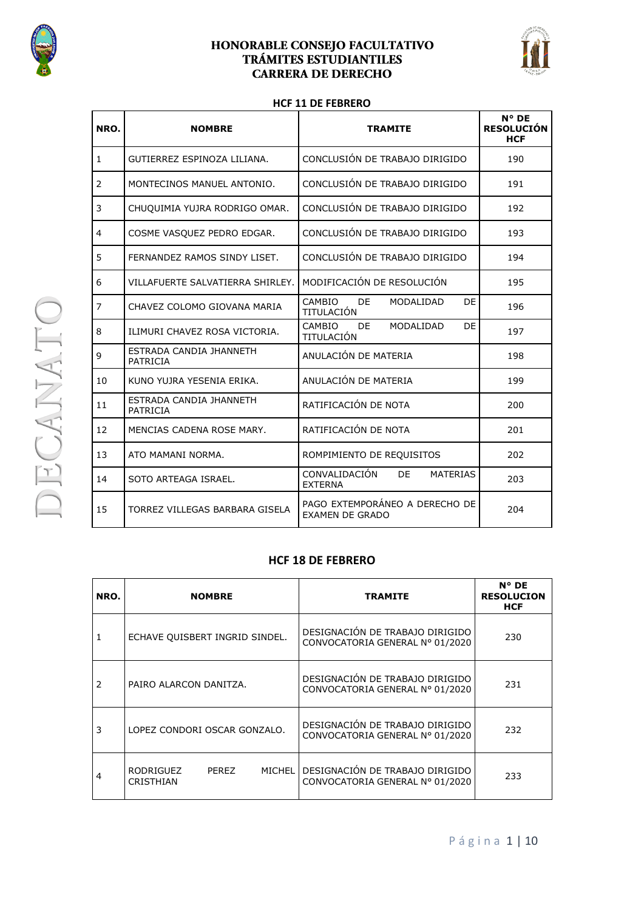# HONORABLE CONSEJO FACULTATIVO
# TRÁMITES ESTUDIANTILES
# CARRERA DE DERECHO

DECANATO

## HCF 11 DE FEBRERO

| NRO. | NOMBRE | TRAMITE | N° DE RESOLUCIÓN HCF |
|---|---|---|---|
| 1 | GUTIERREZ ESPINOZA LILIANA. | CONCLUSIÓN DE TRABAJO DIRIGIDO | 190 |
| 2 | MONTECINOS MANUEL ANTONIO. | CONCLUSIÓN DE TRABAJO DIRIGIDO | 191 |
| 3 | CHUQUIMIA YUJRA RODRIGO OMAR. | CONCLUSIÓN DE TRABAJO DIRIGIDO | 192 |
| 4 | COSME VASQUEZ PEDRO EDGAR. | CONCLUSIÓN DE TRABAJO DIRIGIDO | 193 |
| 5 | FERNANDEZ RAMOS SINDY LISET. | CONCLUSIÓN DE TRABAJO DIRIGIDO | 194 |
| 6 | VILLAFUERTE SALVATIERRA SHIRLEY. | MODIFICACIÓN DE RESOLUCIÓN | 195 |
| 7 | CHAVEZ COLOMO GIOVANA MARIA | CAMBIO DE MODALIDAD DE TITULACIÓN | 196 |
| 8 | ILIMURI CHAVEZ ROSA VICTORIA. | CAMBIO DE MODALIDAD DE TITULACIÓN | 197 |
| 9 | ESTRADA CANDIA JHANNETH PATRICIA | ANULACIÓN DE MATERIA | 198 |
| 10 | KUNO YUJRA YESENIA ERIKA. | ANULACIÓN DE MATERIA | 199 |
| 11 | ESTRADA CANDIA JHANNETH PATRICIA | RATIFICACIÓN DE NOTA | 200 |
| 12 | MENCIAS CADENA ROSE MARY. | RATIFICACIÓN DE NOTA | 201 |
| 13 | ATO MAMANI NORMA. | ROMPIMIENTO DE REQUISITOS | 202 |
| 14 | SOTO ARTEAGA ISRAEL. | CONVALIDACIÓN DE MATERIAS EXTERNA | 203 |
| 15 | TORREZ VILLEGAS BARBARA GISELA | PAGO EXTEMPORÁNEO A DERECHO DE EXAMEN DE GRADO | 204 |

## HCF 18 DE FEBRERO

| NRO. | NOMBRE | TRAMITE | N° DE RESOLUCION HCF |
|---|---|---|---|
| 1 | ECHAVE QUISBERT INGRID SINDEL. | DESIGNACIÓN DE TRABAJO DIRIGIDO CONVOCATORIA GENERAL N° 01/2020 | 230 |
| 2 | PAIRO ALARCON DANITZA. | DESIGNACIÓN DE TRABAJO DIRIGIDO CONVOCATORIA GENERAL N° 01/2020 | 231 |
| 3 | LOPEZ CONDORI OSCAR GONZALO. | DESIGNACIÓN DE TRABAJO DIRIGIDO CONVOCATORIA GENERAL N° 01/2020 | 232 |
| 4 | RODRIGUEZ PEREZ MICHEL CRISTHIAN | DESIGNACIÓN DE TRABAJO DIRIGIDO CONVOCATORIA GENERAL N° 01/2020 | 233 |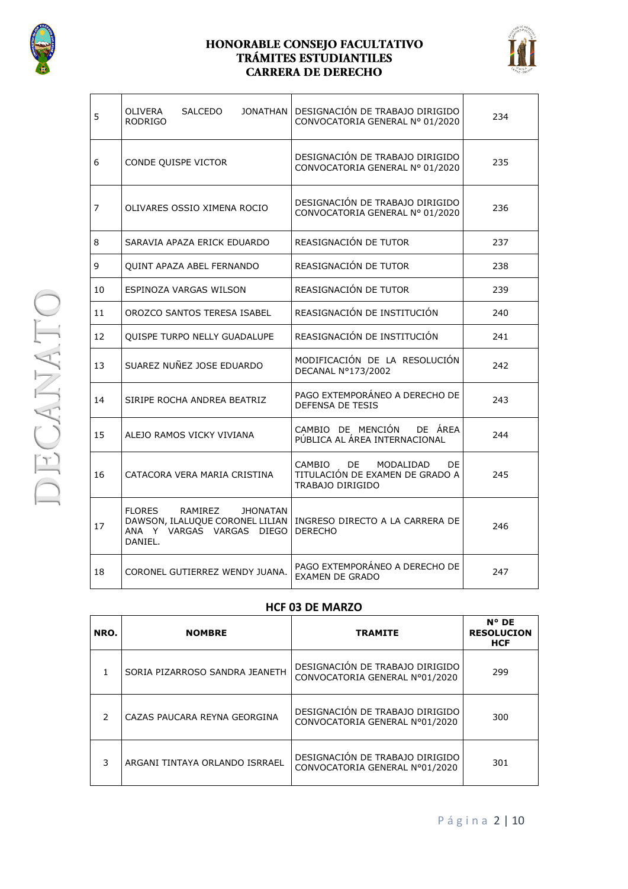# HONORABLE CONSEJO FACULTATIVO
## TRÁMITES ESTUDIANTILES
## CARRERA DE DERECHO

| | | | |
|---|---|---|---|
| 5 | OLIVERA SALCEDO JONATHAN RODRIGO | DESIGNACIÓN DE TRABAJO DIRIGIDO CONVOCATORIA GENERAL N° 01/2020 | 234 |
| 6 | CONDE QUISPE VICTOR | DESIGNACIÓN DE TRABAJO DIRIGIDO CONVOCATORIA GENERAL N° 01/2020 | 235 |
| 7 | OLIVARES OSSIO XIMENA ROCIO | DESIGNACIÓN DE TRABAJO DIRIGIDO CONVOCATORIA GENERAL N° 01/2020 | 236 |
| 8 | SARAVIA APAZA ERICK EDUARDO | REASIGNACIÓN DE TUTOR | 237 |
| 9 | QUINT APAZA ABEL FERNANDO | REASIGNACIÓN DE TUTOR | 238 |
| 10 | ESPINOZA VARGAS WILSON | REASIGNACIÓN DE TUTOR | 239 |
| 11 | OROZCO SANTOS TERESA ISABEL | REASIGNACIÓN DE INSTITUCIÓN | 240 |
| 12 | QUISPE TURPO NELLY GUADALUPE | REASIGNACIÓN DE INSTITUCIÓN | 241 |
| 13 | SUAREZ NUÑEZ JOSE EDUARDO | MODIFICACIÓN DE LA RESOLUCIÓN DECANAL N°173/2002 | 242 |
| 14 | SIRIPE ROCHA ANDREA BEATRIZ | PAGO EXTEMPORÁNEO A DERECHO DE DEFENSA DE TESIS | 243 |
| 15 | ALEJO RAMOS VICKY VIVIANA | CAMBIO DE MENCIÓN DE ÁREA PÚBLICA AL ÁREA INTERNACIONAL | 244 |
| 16 | CATACORA VERA MARIA CRISTINA | CAMBIO DE MODALIDAD DE TITULACIÓN DE EXAMEN DE GRADO A TRABAJO DIRIGIDO | 245 |
| 17 | FLORES RAMIREZ JHONATAN DAWSON, ILALUQUE CORONEL LILIAN ANA Y VARGAS VARGAS DIEGO DANIEL. | INGRESO DIRECTO A LA CARRERA DE DERECHO | 246 |
| 18 | CORONEL GUTIERREZ WENDY JUANA. | PAGO EXTEMPORÁNEO A DERECHO DE EXAMEN DE GRADO | 247 |

### HCF 03 DE MARZO

| NRO. | NOMBRE | TRAMITE | N° DE RESOLUCION HCF |
|---|---|---|---|
| 1 | SORIA PIZARROSO SANDRA JEANETH | DESIGNACIÓN DE TRABAJO DIRIGIDO CONVOCATORIA GENERAL N°01/2020 | 299 |
| 2 | CAZAS PAUCARA REYNA GEORGINA | DESIGNACIÓN DE TRABAJO DIRIGIDO CONVOCATORIA GENERAL N°01/2020 | 300 |
| 3 | ARGANI TINTAYA ORLANDO ISRRAEL | DESIGNACIÓN DE TRABAJO DIRIGIDO CONVOCATORIA GENERAL N°01/2020 | 301 |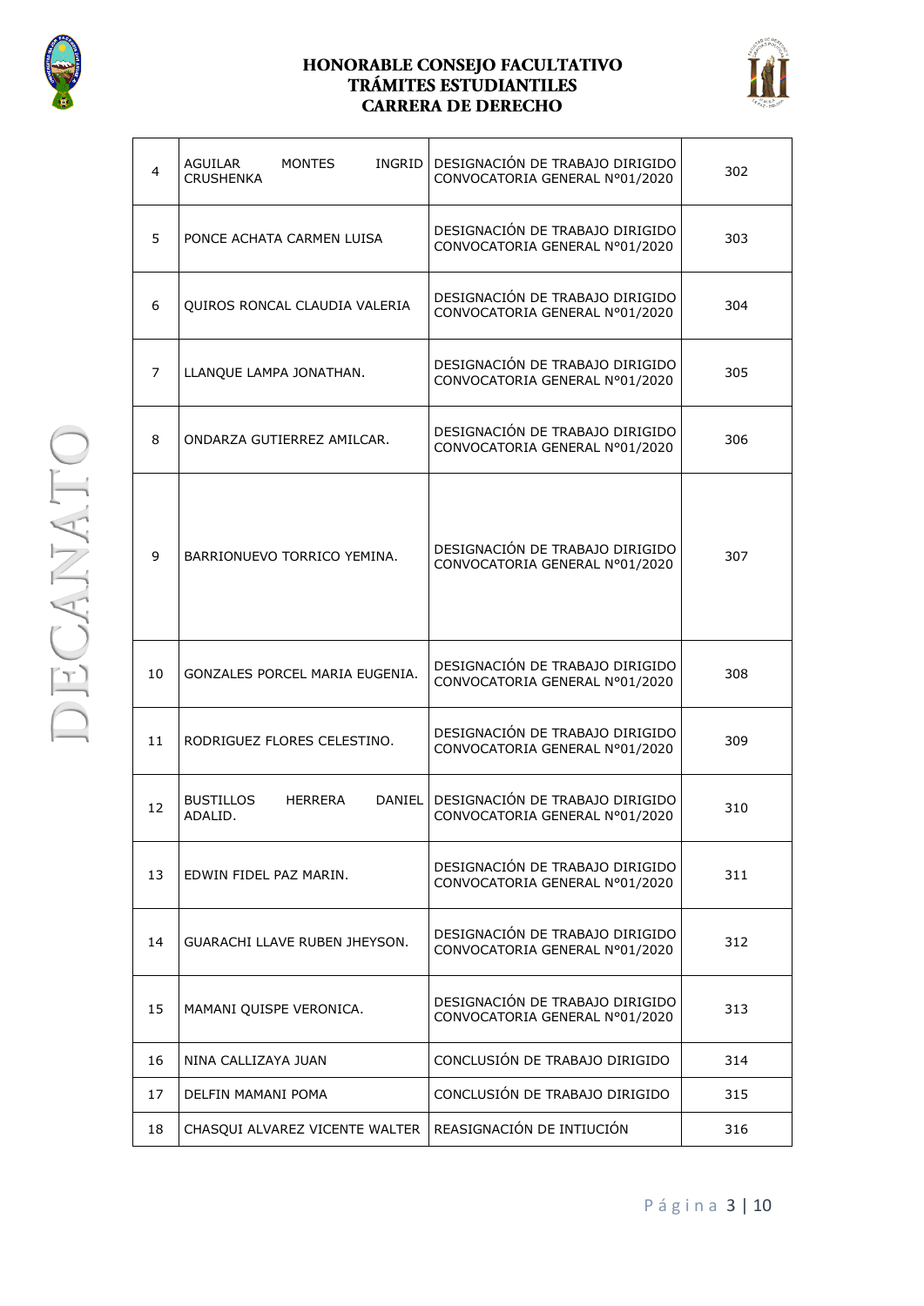# HONORABLE CONSEJO FACULTATIVO
## TRÁMITES ESTUDIANTILES
## CARRERA DE DERECHO

DECANATO

| | | | |
|---|---|---|---|
| 4 | AGUILAR MONTES INGRID CRUSHENKA | DESIGNACIÓN DE TRABAJO DIRIGIDO CONVOCATORIA GENERAL N°01/2020 | 302 |
| 5 | PONCE ACHATA CARMEN LUISA | DESIGNACIÓN DE TRABAJO DIRIGIDO CONVOCATORIA GENERAL N°01/2020 | 303 |
| 6 | QUIROS RONCAL CLAUDIA VALERIA | DESIGNACIÓN DE TRABAJO DIRIGIDO CONVOCATORIA GENERAL N°01/2020 | 304 |
| 7 | LLANQUE LAMPA JONATHAN. | DESIGNACIÓN DE TRABAJO DIRIGIDO CONVOCATORIA GENERAL N°01/2020 | 305 |
| 8 | ONDARZA GUTIERREZ AMILCAR. | DESIGNACIÓN DE TRABAJO DIRIGIDO CONVOCATORIA GENERAL N°01/2020 | 306 |
| 9 | BARRIONUEVO TORRICO YEMINA. | DESIGNACIÓN DE TRABAJO DIRIGIDO CONVOCATORIA GENERAL N°01/2020 | 307 |
| 10 | GONZALES PORCEL MARIA EUGENIA. | DESIGNACIÓN DE TRABAJO DIRIGIDO CONVOCATORIA GENERAL N°01/2020 | 308 |
| 11 | RODRIGUEZ FLORES CELESTINO. | DESIGNACIÓN DE TRABAJO DIRIGIDO CONVOCATORIA GENERAL N°01/2020 | 309 |
| 12 | BUSTILLOS HERRERA DANIEL ADALID. | DESIGNACIÓN DE TRABAJO DIRIGIDO CONVOCATORIA GENERAL N°01/2020 | 310 |
| 13 | EDWIN FIDEL PAZ MARIN. | DESIGNACIÓN DE TRABAJO DIRIGIDO CONVOCATORIA GENERAL N°01/2020 | 311 |
| 14 | GUARACHI LLAVE RUBEN JHEYSON. | DESIGNACIÓN DE TRABAJO DIRIGIDO CONVOCATORIA GENERAL N°01/2020 | 312 |
| 15 | MAMANI QUISPE VERONICA. | DESIGNACIÓN DE TRABAJO DIRIGIDO CONVOCATORIA GENERAL N°01/2020 | 313 |
| 16 | NINA CALLIZAYA JUAN | CONCLUSIÓN DE TRABAJO DIRIGIDO | 314 |
| 17 | DELFIN MAMANI POMA | CONCLUSIÓN DE TRABAJO DIRIGIDO | 315 |
| 18 | CHASQUI ALVAREZ VICENTE WALTER | REASIGNACIÓN DE INTIUCIÓN | 316 |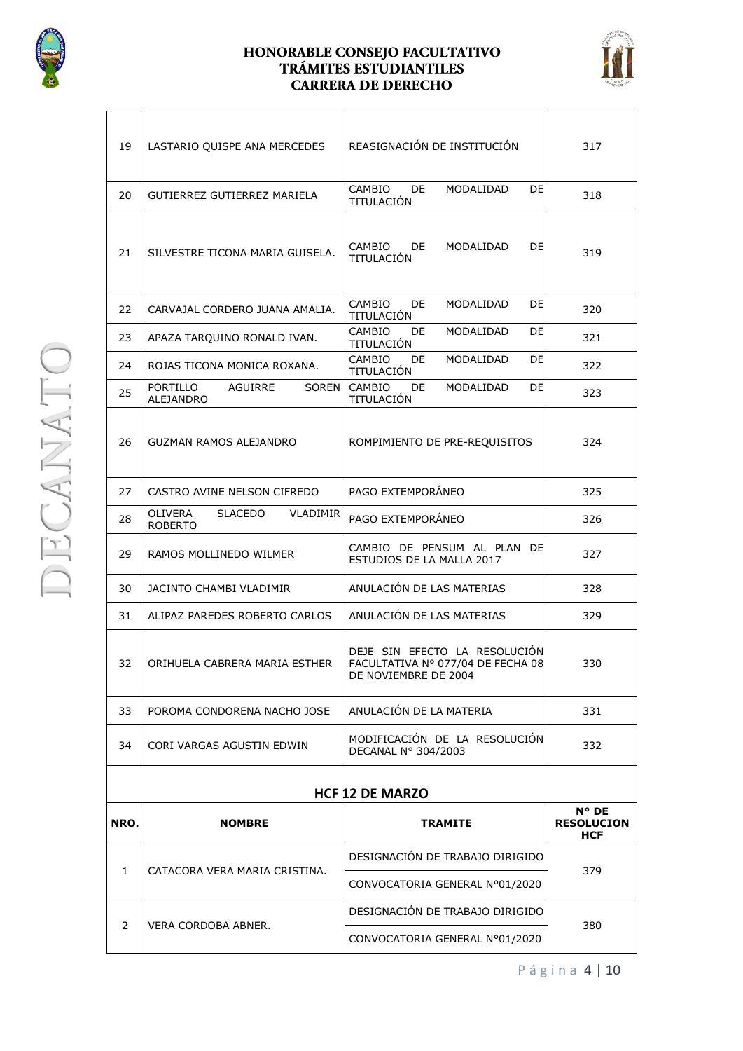# HONORABLE CONSEJO FACULTATIVO
# TRÁMITES ESTUDIANTILES
# CARRERA DE DERECHO

| | | | |
|---|---|---|---|
| 19 | LASTARIO QUISPE ANA MERCEDES | REASIGNACIÓN DE INSTITUCIÓN | 317 |
| 20 | GUTIERREZ GUTIERREZ MARIELA | CAMBIO DE MODALIDAD DE TITULACIÓN | 318 |
| 21 | SILVESTRE TICONA MARIA GUISELA. | CAMBIO DE MODALIDAD DE TITULACIÓN | 319 |
| 22 | CARVAJAL CORDERO JUANA AMALIA. | CAMBIO DE MODALIDAD DE TITULACIÓN | 320 |
| 23 | APAZA TARQUINO RONALD IVAN. | CAMBIO DE MODALIDAD DE TITULACIÓN | 321 |
| 24 | ROJAS TICONA MONICA ROXANA. | CAMBIO DE MODALIDAD DE TITULACIÓN | 322 |
| 25 | PORTILLO AGUIRRE SOREN ALEJANDRO | CAMBIO DE MODALIDAD DE TITULACIÓN | 323 |
| 26 | GUZMAN RAMOS ALEJANDRO | ROMPIMIENTO DE PRE-REQUISITOS | 324 |
| 27 | CASTRO AVINE NELSON CIFREDO | PAGO EXTEMPORÁNEO | 325 |
| 28 | OLIVERA SLACEDO VLADIMIR ROBERTO | PAGO EXTEMPORÁNEO | 326 |
| 29 | RAMOS MOLLINEDO WILMER | CAMBIO DE PENSUM AL PLAN DE ESTUDIOS DE LA MALLA 2017 | 327 |
| 30 | JACINTO CHAMBI VLADIMIR | ANULACIÓN DE LAS MATERIAS | 328 |
| 31 | ALIPAZ PAREDES ROBERTO CARLOS | ANULACIÓN DE LAS MATERIAS | 329 |
| 32 | ORIHUELA CABRERA MARIA ESTHER | DEJE SIN EFECTO LA RESOLUCIÓN FACULTATIVA N° 077/04 DE FECHA 08 DE NOVIEMBRE DE 2004 | 330 |
| 33 | POROMA CONDORENA NACHO JOSE | ANULACIÓN DE LA MATERIA | 331 |
| 34 | CORI VARGAS AGUSTIN EDWIN | MODIFICACIÓN DE LA RESOLUCIÓN DECANAL N° 304/2003 | 332 |

## HCF 12 DE MARZO

| NRO. | NOMBRE | TRAMITE | N° DE RESOLUCION HCF |
|---|---|---|---|
| 1 | CATACORA VERA MARIA CRISTINA. | DESIGNACIÓN DE TRABAJO DIRIGIDO | 379 |
| | | CONVOCATORIA GENERAL N°01/2020 | |
| 2 | VERA CORDOBA ABNER. | DESIGNACIÓN DE TRABAJO DIRIGIDO | 380 |
| | | CONVOCATORIA GENERAL N°01/2020 | |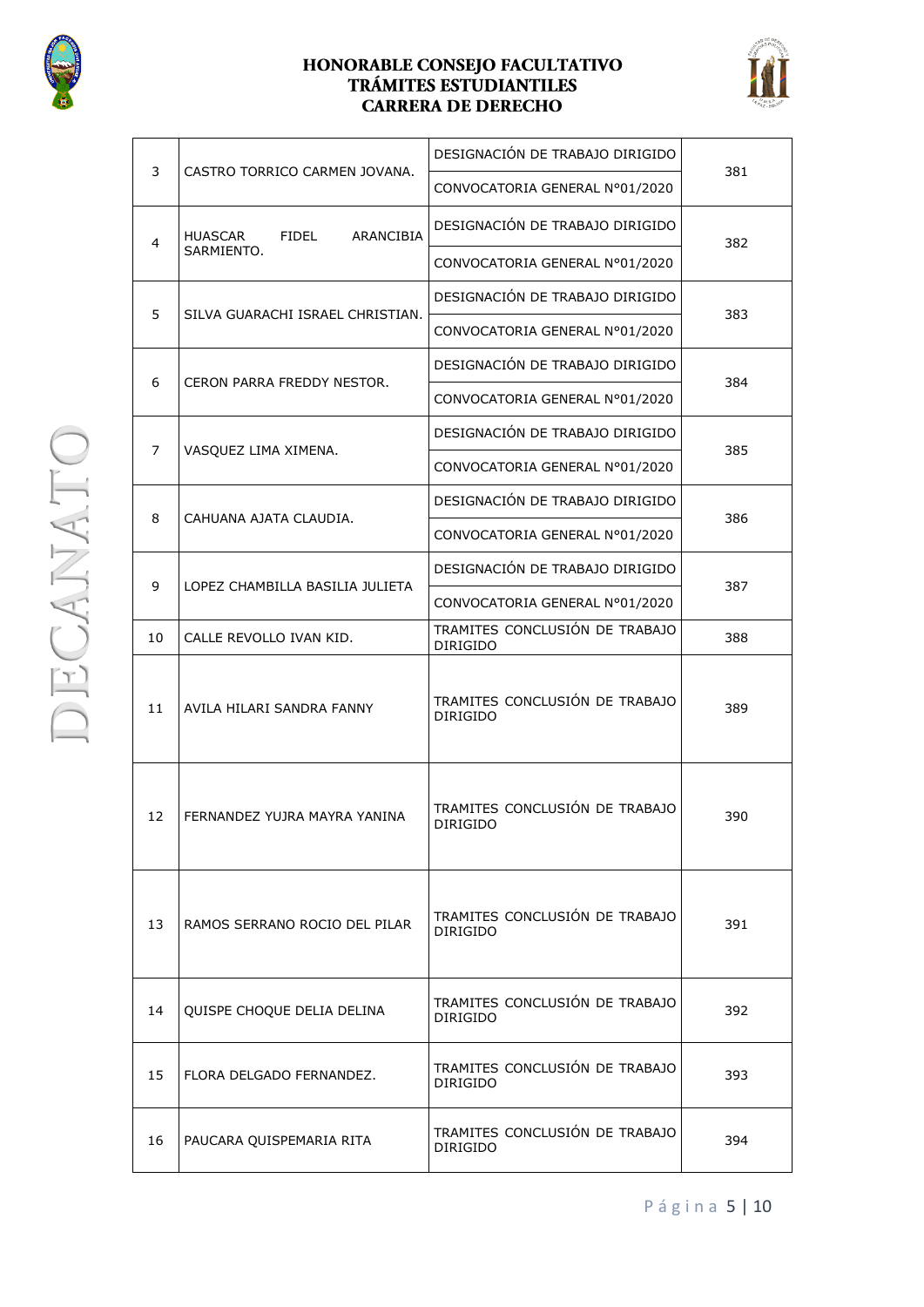# HONORABLE CONSEJO FACULTATIVO
## TRÁMITES ESTUDIANTILES
## CARRERA DE DERECHO

| | | | |
|---|---|---|---|
| 3 | CASTRO TORRICO CARMEN JOVANA. | DESIGNACIÓN DE TRABAJO DIRIGIDO<br>CONVOCATORIA GENERAL N°01/2020 | 381 |
| 4 | HUASCAR FIDEL ARANCIBIA SARMIENTO. | DESIGNACIÓN DE TRABAJO DIRIGIDO<br>CONVOCATORIA GENERAL N°01/2020 | 382 |
| 5 | SILVA GUARACHI ISRAEL CHRISTIAN. | DESIGNACIÓN DE TRABAJO DIRIGIDO<br>CONVOCATORIA GENERAL N°01/2020 | 383 |
| 6 | CERON PARRA FREDDY NESTOR. | DESIGNACIÓN DE TRABAJO DIRIGIDO<br>CONVOCATORIA GENERAL N°01/2020 | 384 |
| 7 | VASQUEZ LIMA XIMENA. | DESIGNACIÓN DE TRABAJO DIRIGIDO<br>CONVOCATORIA GENERAL N°01/2020 | 385 |
| 8 | CAHUANA AJATA CLAUDIA. | DESIGNACIÓN DE TRABAJO DIRIGIDO<br>CONVOCATORIA GENERAL N°01/2020 | 386 |
| 9 | LOPEZ CHAMBILLA BASILIA JULIETA | DESIGNACIÓN DE TRABAJO DIRIGIDO<br>CONVOCATORIA GENERAL N°01/2020 | 387 |
| 10 | CALLE REVOLLO IVAN KID. | TRAMITES CONCLUSIÓN DE TRABAJO DIRIGIDO | 388 |
| 11 | AVILA HILARI SANDRA FANNY | TRAMITES CONCLUSIÓN DE TRABAJO DIRIGIDO | 389 |
| 12 | FERNANDEZ YUJRA MAYRA YANINA | TRAMITES CONCLUSIÓN DE TRABAJO DIRIGIDO | 390 |
| 13 | RAMOS SERRANO ROCIO DEL PILAR | TRAMITES CONCLUSIÓN DE TRABAJO DIRIGIDO | 391 |
| 14 | QUISPE CHOQUE DELIA DELINA | TRAMITES CONCLUSIÓN DE TRABAJO DIRIGIDO | 392 |
| 15 | FLORA DELGADO FERNANDEZ. | TRAMITES CONCLUSIÓN DE TRABAJO DIRIGIDO | 393 |
| 16 | PAUCARA QUISPEMARIA RITA | TRAMITES CONCLUSIÓN DE TRABAJO DIRIGIDO | 394 |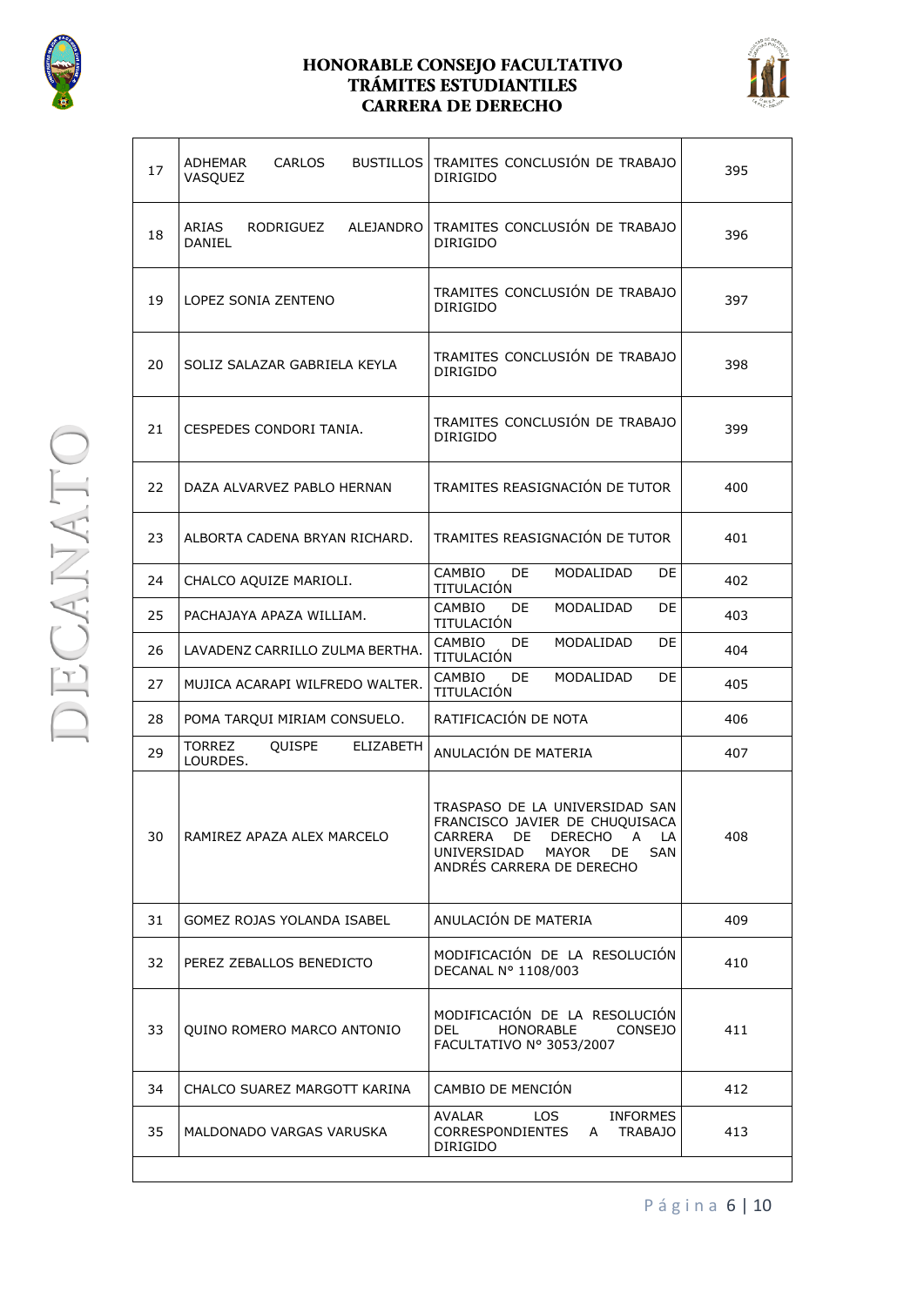# HONORABLE CONSEJO FACULTATIVO
# TRÁMITES ESTUDIANTILES
# CARRERA DE DERECHO

DECANATO

| | | | |
|---|---|---|---|
| 17 | ADHEMAR CARLOS BUSTILLOS VASQUEZ | TRAMITES CONCLUSIÓN DE TRABAJO DIRIGIDO | 395 |
| 18 | ARIAS RODRIGUEZ ALEJANDRO DANIEL | TRAMITES CONCLUSIÓN DE TRABAJO DIRIGIDO | 396 |
| 19 | LOPEZ SONIA ZENTENO | TRAMITES CONCLUSIÓN DE TRABAJO DIRIGIDO | 397 |
| 20 | SOLIZ SALAZAR GABRIELA KEYLA | TRAMITES CONCLUSIÓN DE TRABAJO DIRIGIDO | 398 |
| 21 | CESPEDES CONDORI TANIA. | TRAMITES CONCLUSIÓN DE TRABAJO DIRIGIDO | 399 |
| 22 | DAZA ALVARVEZ PABLO HERNAN | TRAMITES REASIGNACIÓN DE TUTOR | 400 |
| 23 | ALBORTA CADENA BRYAN RICHARD. | TRAMITES REASIGNACIÓN DE TUTOR | 401 |
| 24 | CHALCO AQUIZE MARIOLI. | CAMBIO DE MODALIDAD DE TITULACIÓN | 402 |
| 25 | PACHAJAYA APAZA WILLIAM. | CAMBIO DE MODALIDAD DE TITULACIÓN | 403 |
| 26 | LAVADENZ CARRILLO ZULMA BERTHA. | CAMBIO DE MODALIDAD DE TITULACIÓN | 404 |
| 27 | MUJICA ACARAPI WILFREDO WALTER. | CAMBIO DE MODALIDAD DE TITULACIÓN | 405 |
| 28 | POMA TARQUI MIRIAM CONSUELO. | RATIFICACIÓN DE NOTA | 406 |
| 29 | TORREZ QUISPE ELIZABETH LOURDES. | ANULACIÓN DE MATERIA | 407 |
| 30 | RAMIREZ APAZA ALEX MARCELO | TRASPASO DE LA UNIVERSIDAD SAN FRANCISCO JAVIER DE CHUQUISACA CARRERA DE DERECHO A LA UNIVERSIDAD MAYOR DE SAN ANDRÉS CARRERA DE DERECHO | 408 |
| 31 | GOMEZ ROJAS YOLANDA ISABEL | ANULACIÓN DE MATERIA | 409 |
| 32 | PEREZ ZEBALLOS BENEDICTO | MODIFICACIÓN DE LA RESOLUCIÓN DECANAL N° 1108/003 | 410 |
| 33 | QUINO ROMERO MARCO ANTONIO | MODIFICACIÓN DE LA RESOLUCIÓN DEL HONORABLE CONSEJO FACULTATIVO N° 3053/2007 | 411 |
| 34 | CHALCO SUAREZ MARGOTT KARINA | CAMBIO DE MENCIÓN | 412 |
| 35 | MALDONADO VARGAS VARUSKA | AVALAR LOS INFORMES CORRESPONDIENTES A TRABAJO DIRIGIDO | 413 |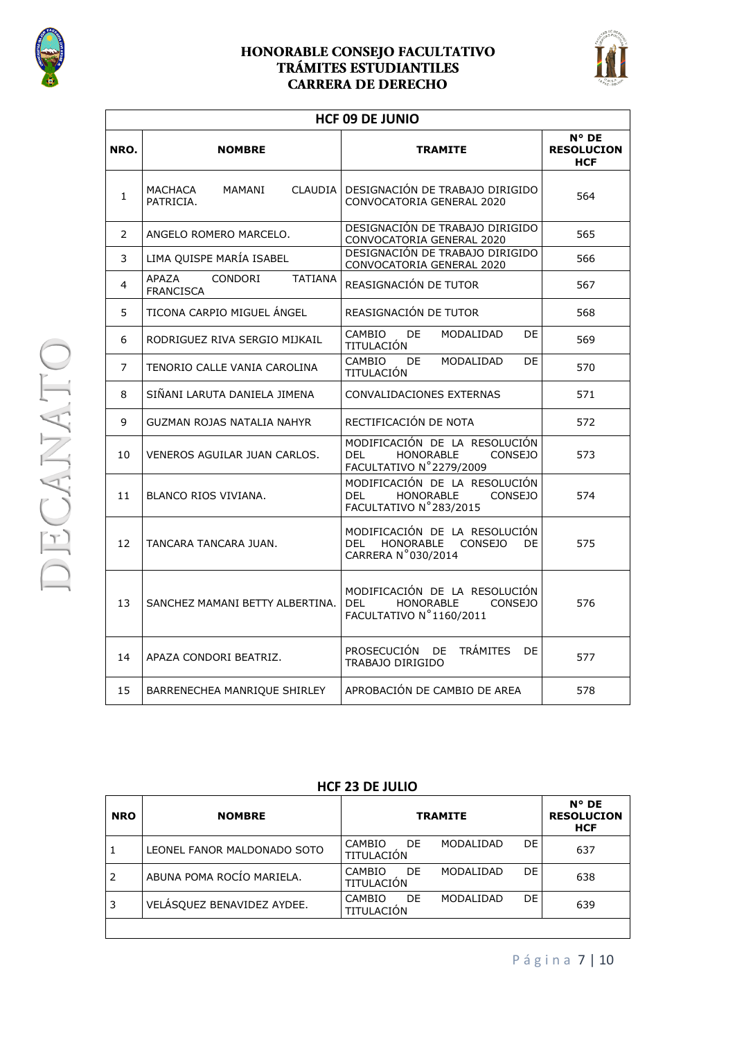# HONORABLE CONSEJO FACULTATIVO
# TRÁMITES ESTUDIANTILES
# CARRERA DE DERECHO

DECANATO

| HCF 09 DE JUNIO | | | |
|---|---|---|---|
| **NRO.** | **NOMBRE** | **TRAMITE** | **N° DE RESOLUCION HCF** |
| 1 | MACHACA MAMANI CLAUDIA PATRICIA. | DESIGNACIÓN DE TRABAJO DIRIGIDO CONVOCATORIA GENERAL 2020 | 564 |
| 2 | ANGELO ROMERO MARCELO. | DESIGNACIÓN DE TRABAJO DIRIGIDO CONVOCATORIA GENERAL 2020 | 565 |
| 3 | LIMA QUISPE MARÍA ISABEL | DESIGNACIÓN DE TRABAJO DIRIGIDO CONVOCATORIA GENERAL 2020 | 566 |
| 4 | APAZA CONDORI TATIANA FRANCISCA | REASIGNACIÓN DE TUTOR | 567 |
| 5 | TICONA CARPIO MIGUEL ÁNGEL | REASIGNACIÓN DE TUTOR | 568 |
| 6 | RODRIGUEZ RIVA SERGIO MIJKAIL | CAMBIO DE MODALIDAD DE TITULACIÓN | 569 |
| 7 | TENORIO CALLE VANIA CAROLINA | CAMBIO DE MODALIDAD DE TITULACIÓN | 570 |
| 8 | SIÑANI LARUTA DANIELA JIMENA | CONVALIDACIONES EXTERNAS | 571 |
| 9 | GUZMAN ROJAS NATALIA NAHYR | RECTIFICACIÓN DE NOTA | 572 |
| 10 | VENEROS AGUILAR JUAN CARLOS. | MODIFICACIÓN DE LA RESOLUCIÓN DEL HONORABLE CONSEJO FACULTATIVO N°2279/2009 | 573 |
| 11 | BLANCO RIOS VIVIANA. | MODIFICACIÓN DE LA RESOLUCIÓN DEL HONORABLE CONSEJO FACULTATIVO N°283/2015 | 574 |
| 12 | TANCARA TANCARA JUAN. | MODIFICACIÓN DE LA RESOLUCIÓN DEL HONORABLE CONSEJO DE CARRERA N°030/2014 | 575 |
| 13 | SANCHEZ MAMANI BETTY ALBERTINA. | MODIFICACIÓN DE LA RESOLUCIÓN DEL HONORABLE CONSEJO FACULTATIVO N°1160/2011 | 576 |
| 14 | APAZA CONDORI BEATRIZ. | PROSECUCIÓN DE TRÁMITES DE TRABAJO DIRIGIDO | 577 |
| 15 | BARRENECHEA MANRIQUE SHIRLEY | APROBACIÓN DE CAMBIO DE AREA | 578 |

**HCF 23 DE JULIO**

| **NRO** | **NOMBRE** | **TRAMITE** | **N° DE RESOLUCION HCF** |
|---|---|---|---|
| 1 | LEONEL FANOR MALDONADO SOTO | CAMBIO DE MODALIDAD DE TITULACIÓN | 637 |
| 2 | ABUNA POMA ROCÍO MARIELA. | CAMBIO DE MODALIDAD DE TITULACIÓN | 638 |
| 3 | VELÁSQUEZ BENAVIDEZ AYDEE. | CAMBIO DE MODALIDAD DE TITULACIÓN | 639 |
| | | | |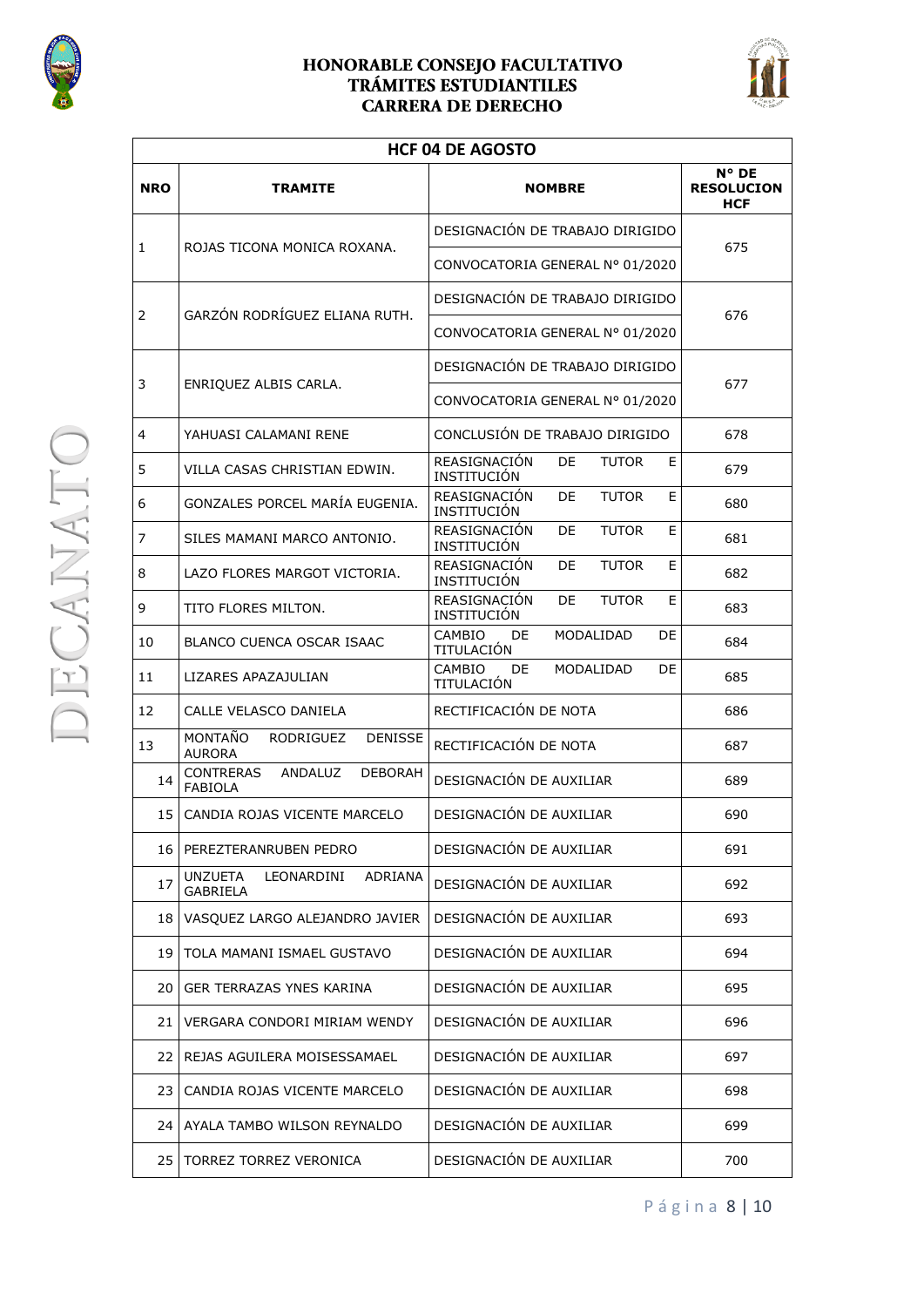# HONORABLE CONSEJO FACULTATIVO
## TRÁMITES ESTUDIANTILES
## CARRERA DE DERECHO

DECANATO

| HCF 04 DE AGOSTO | | | |
|---|---|---|---|
| **NRO** | **TRAMITE** | **NOMBRE** | **N° DE RESOLUCION HCF** |
| 1 | ROJAS TICONA MONICA ROXANA. | DESIGNACIÓN DE TRABAJO DIRIGIDO | 675 |
| | | CONVOCATORIA GENERAL N° 01/2020 | |
| 2 | GARZÓN RODRÍGUEZ ELIANA RUTH. | DESIGNACIÓN DE TRABAJO DIRIGIDO | 676 |
| | | CONVOCATORIA GENERAL N° 01/2020 | |
| 3 | ENRIQUEZ ALBIS CARLA. | DESIGNACIÓN DE TRABAJO DIRIGIDO | 677 |
| | | CONVOCATORIA GENERAL N° 01/2020 | |
| 4 | YAHUASI CALAMANI RENE | CONCLUSIÓN DE TRABAJO DIRIGIDO | 678 |
| 5 | VILLA CASAS CHRISTIAN EDWIN. | REASIGNACIÓN DE TUTOR E INSTITUCIÓN | 679 |
| 6 | GONZALES PORCEL MARÍA EUGENIA. | REASIGNACIÓN DE TUTOR E INSTITUCIÓN | 680 |
| 7 | SILES MAMANI MARCO ANTONIO. | REASIGNACIÓN DE TUTOR E INSTITUCIÓN | 681 |
| 8 | LAZO FLORES MARGOT VICTORIA. | REASIGNACIÓN DE TUTOR E INSTITUCIÓN | 682 |
| 9 | TITO FLORES MILTON. | REASIGNACIÓN DE TUTOR E INSTITUCIÓN | 683 |
| 10 | BLANCO CUENCA OSCAR ISAAC | CAMBIO DE MODALIDAD DE TITULACIÓN | 684 |
| 11 | LIZARES APAZAJULIAN | CAMBIO DE MODALIDAD DE TITULACIÓN | 685 |
| 12 | CALLE VELASCO DANIELA | RECTIFICACIÓN DE NOTA | 686 |
| 13 | MONTAÑO RODRIGUEZ DENISSE AURORA | RECTIFICACIÓN DE NOTA | 687 |
| 14 | CONTRERAS ANDALUZ DEBORAH FABIOLA | DESIGNACIÓN DE AUXILIAR | 689 |
| 15 | CANDIA ROJAS VICENTE MARCELO | DESIGNACIÓN DE AUXILIAR | 690 |
| 16 | PEREZTERANRUBEN PEDRO | DESIGNACIÓN DE AUXILIAR | 691 |
| 17 | UNZUETA LEONARDINI ADRIANA GABRIELA | DESIGNACIÓN DE AUXILIAR | 692 |
| 18 | VASQUEZ LARGO ALEJANDRO JAVIER | DESIGNACIÓN DE AUXILIAR | 693 |
| 19 | TOLA MAMANI ISMAEL GUSTAVO | DESIGNACIÓN DE AUXILIAR | 694 |
| 20 | GER TERRAZAS YNES KARINA | DESIGNACIÓN DE AUXILIAR | 695 |
| 21 | VERGARA CONDORI MIRIAM WENDY | DESIGNACIÓN DE AUXILIAR | 696 |
| 22 | REJAS AGUILERA MOISESSAMAEL | DESIGNACIÓN DE AUXILIAR | 697 |
| 23 | CANDIA ROJAS VICENTE MARCELO | DESIGNACIÓN DE AUXILIAR | 698 |
| 24 | AYALA TAMBO WILSON REYNALDO | DESIGNACIÓN DE AUXILIAR | 699 |
| 25 | TORREZ TORREZ VERONICA | DESIGNACIÓN DE AUXILIAR | 700 |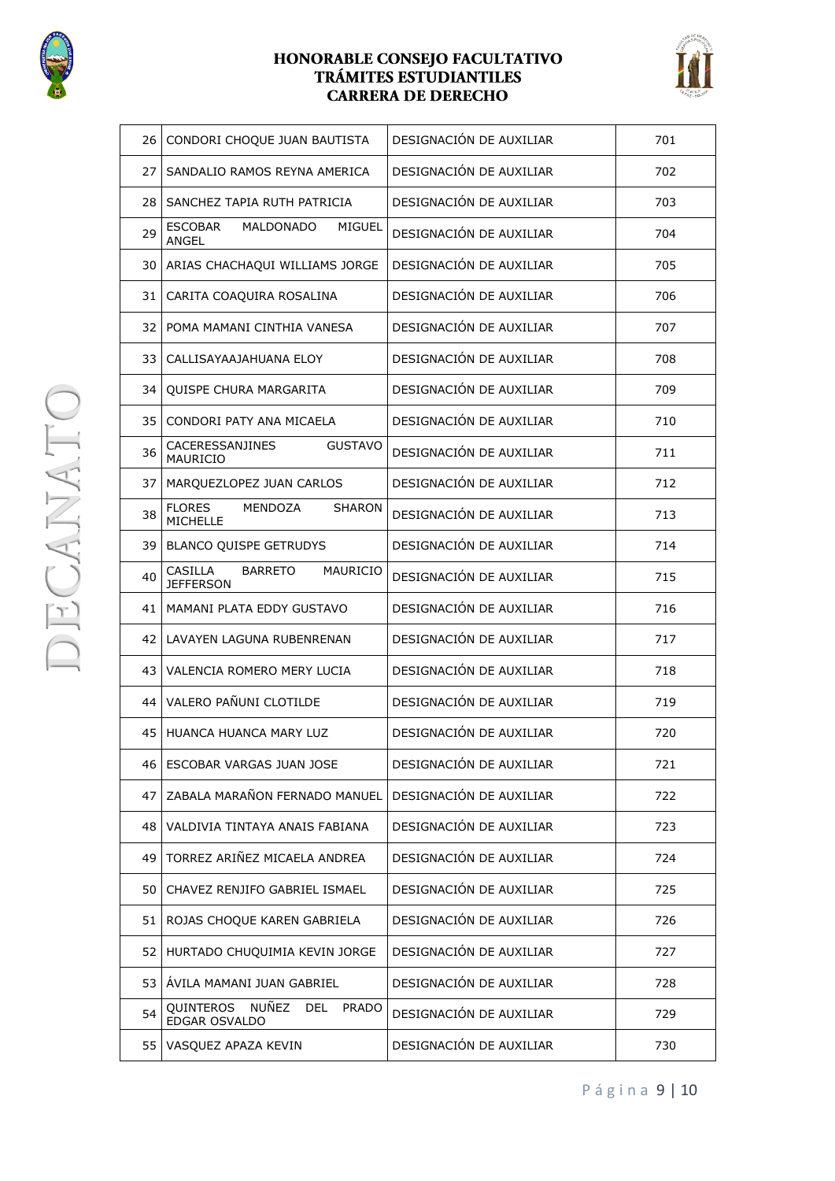# HONORABLE CONSEJO FACULTATIVO
## TRÁMITES ESTUDIANTILES
## CARRERA DE DERECHO

| | | | |
|---|---|---|---|
| 26 | CONDORI CHOQUE JUAN BAUTISTA | DESIGNACIÓN DE AUXILIAR | 701 |
| 27 | SANDALIO RAMOS REYNA AMERICA | DESIGNACIÓN DE AUXILIAR | 702 |
| 28 | SANCHEZ TAPIA RUTH PATRICIA | DESIGNACIÓN DE AUXILIAR | 703 |
| 29 | ESCOBAR MALDONADO MIGUEL ANGEL | DESIGNACIÓN DE AUXILIAR | 704 |
| 30 | ARIAS CHACHAQUI WILLIAMS JORGE | DESIGNACIÓN DE AUXILIAR | 705 |
| 31 | CARITA COAQUIRA ROSALINA | DESIGNACIÓN DE AUXILIAR | 706 |
| 32 | POMA MAMANI CINTHIA VANESA | DESIGNACIÓN DE AUXILIAR | 707 |
| 33 | CALLISAYAAJAHUANA ELOY | DESIGNACIÓN DE AUXILIAR | 708 |
| 34 | QUISPE CHURA MARGARITA | DESIGNACIÓN DE AUXILIAR | 709 |
| 35 | CONDORI PATY ANA MICAELA | DESIGNACIÓN DE AUXILIAR | 710 |
| 36 | CACERESSANJINES GUSTAVO MAURICIO | DESIGNACIÓN DE AUXILIAR | 711 |
| 37 | MARQUEZLOPEZ JUAN CARLOS | DESIGNACIÓN DE AUXILIAR | 712 |
| 38 | FLORES MENDOZA SHARON MICHELLE | DESIGNACIÓN DE AUXILIAR | 713 |
| 39 | BLANCO QUISPE GETRUDYS | DESIGNACIÓN DE AUXILIAR | 714 |
| 40 | CASILLA BARRETO MAURICIO JEFFERSON | DESIGNACIÓN DE AUXILIAR | 715 |
| 41 | MAMANI PLATA EDDY GUSTAVO | DESIGNACIÓN DE AUXILIAR | 716 |
| 42 | LAVAYEN LAGUNA RUBENRENAN | DESIGNACIÓN DE AUXILIAR | 717 |
| 43 | VALENCIA ROMERO MERY LUCIA | DESIGNACIÓN DE AUXILIAR | 718 |
| 44 | VALERO PAÑUNI CLOTILDE | DESIGNACIÓN DE AUXILIAR | 719 |
| 45 | HUANCA HUANCA MARY LUZ | DESIGNACIÓN DE AUXILIAR | 720 |
| 46 | ESCOBAR VARGAS JUAN JOSE | DESIGNACIÓN DE AUXILIAR | 721 |
| 47 | ZABALA MARAÑON FERNADO MANUEL | DESIGNACIÓN DE AUXILIAR | 722 |
| 48 | VALDIVIA TINTAYA ANAIS FABIANA | DESIGNACIÓN DE AUXILIAR | 723 |
| 49 | TORREZ ARIÑEZ MICAELA ANDREA | DESIGNACIÓN DE AUXILIAR | 724 |
| 50 | CHAVEZ RENJIFO GABRIEL ISMAEL | DESIGNACIÓN DE AUXILIAR | 725 |
| 51 | ROJAS CHOQUE KAREN GABRIELA | DESIGNACIÓN DE AUXILIAR | 726 |
| 52 | HURTADO CHUQUIMIA KEVIN JORGE | DESIGNACIÓN DE AUXILIAR | 727 |
| 53 | ÁVILA MAMANI JUAN GABRIEL | DESIGNACIÓN DE AUXILIAR | 728 |
| 54 | QUINTEROS NUÑEZ DEL PRADO EDGAR OSVALDO | DESIGNACIÓN DE AUXILIAR | 729 |
| 55 | VASQUEZ APAZA KEVIN | DESIGNACIÓN DE AUXILIAR | 730 |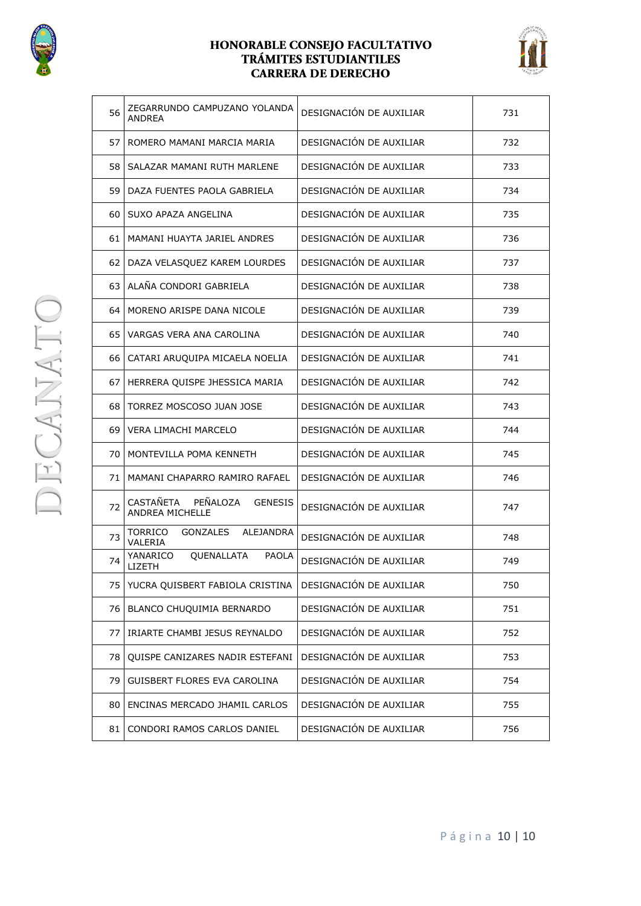| | | | |
|---|---|---|---|
| 56 | ZEGARRUNDO CAMPUZANO YOLANDA ANDREA | DESIGNACIÓN DE AUXILIAR | 731 |
| 57 | ROMERO MAMANI MARCIA MARIA | DESIGNACIÓN DE AUXILIAR | 732 |
| 58 | SALAZAR MAMANI RUTH MARLENE | DESIGNACIÓN DE AUXILIAR | 733 |
| 59 | DAZA FUENTES PAOLA GABRIELA | DESIGNACIÓN DE AUXILIAR | 734 |
| 60 | SUXO APAZA ANGELINA | DESIGNACIÓN DE AUXILIAR | 735 |
| 61 | MAMANI HUAYTA JARIEL ANDRES | DESIGNACIÓN DE AUXILIAR | 736 |
| 62 | DAZA VELASQUEZ KAREM LOURDES | DESIGNACIÓN DE AUXILIAR | 737 |
| 63 | ALAÑA CONDORI GABRIELA | DESIGNACIÓN DE AUXILIAR | 738 |
| 64 | MORENO ARISPE DANA NICOLE | DESIGNACIÓN DE AUXILIAR | 739 |
| 65 | VARGAS VERA ANA CAROLINA | DESIGNACIÓN DE AUXILIAR | 740 |
| 66 | CATARI ARUQUIPA MICAELA NOELIA | DESIGNACIÓN DE AUXILIAR | 741 |
| 67 | HERRERA QUISPE JHESSICA MARIA | DESIGNACIÓN DE AUXILIAR | 742 |
| 68 | TORREZ MOSCOSO JUAN JOSE | DESIGNACIÓN DE AUXILIAR | 743 |
| 69 | VERA LIMACHI MARCELO | DESIGNACIÓN DE AUXILIAR | 744 |
| 70 | MONTEVILLA POMA KENNETH | DESIGNACIÓN DE AUXILIAR | 745 |
| 71 | MAMANI CHAPARRO RAMIRO RAFAEL | DESIGNACIÓN DE AUXILIAR | 746 |
| 72 | CASTAÑETA PEÑALOZA GENESIS ANDREA MICHELLE | DESIGNACIÓN DE AUXILIAR | 747 |
| 73 | TORRICO GONZALES ALEJANDRA VALERIA | DESIGNACIÓN DE AUXILIAR | 748 |
| 74 | YANARICO QUENALLATA PAOLA LIZETH | DESIGNACIÓN DE AUXILIAR | 749 |
| 75 | YUCRA QUISBERT FABIOLA CRISTINA | DESIGNACIÓN DE AUXILIAR | 750 |
| 76 | BLANCO CHUQUIMIA BERNARDO | DESIGNACIÓN DE AUXILIAR | 751 |
| 77 | IRIARTE CHAMBI JESUS REYNALDO | DESIGNACIÓN DE AUXILIAR | 752 |
| 78 | QUISPE CANIZARES NADIR ESTEFANI | DESIGNACIÓN DE AUXILIAR | 753 |
| 79 | GUISBERT FLORES EVA CAROLINA | DESIGNACIÓN DE AUXILIAR | 754 |
| 80 | ENCINAS MERCADO JHAMIL CARLOS | DESIGNACIÓN DE AUXILIAR | 755 |
| 81 | CONDORI RAMOS CARLOS DANIEL | DESIGNACIÓN DE AUXILIAR | 756 |